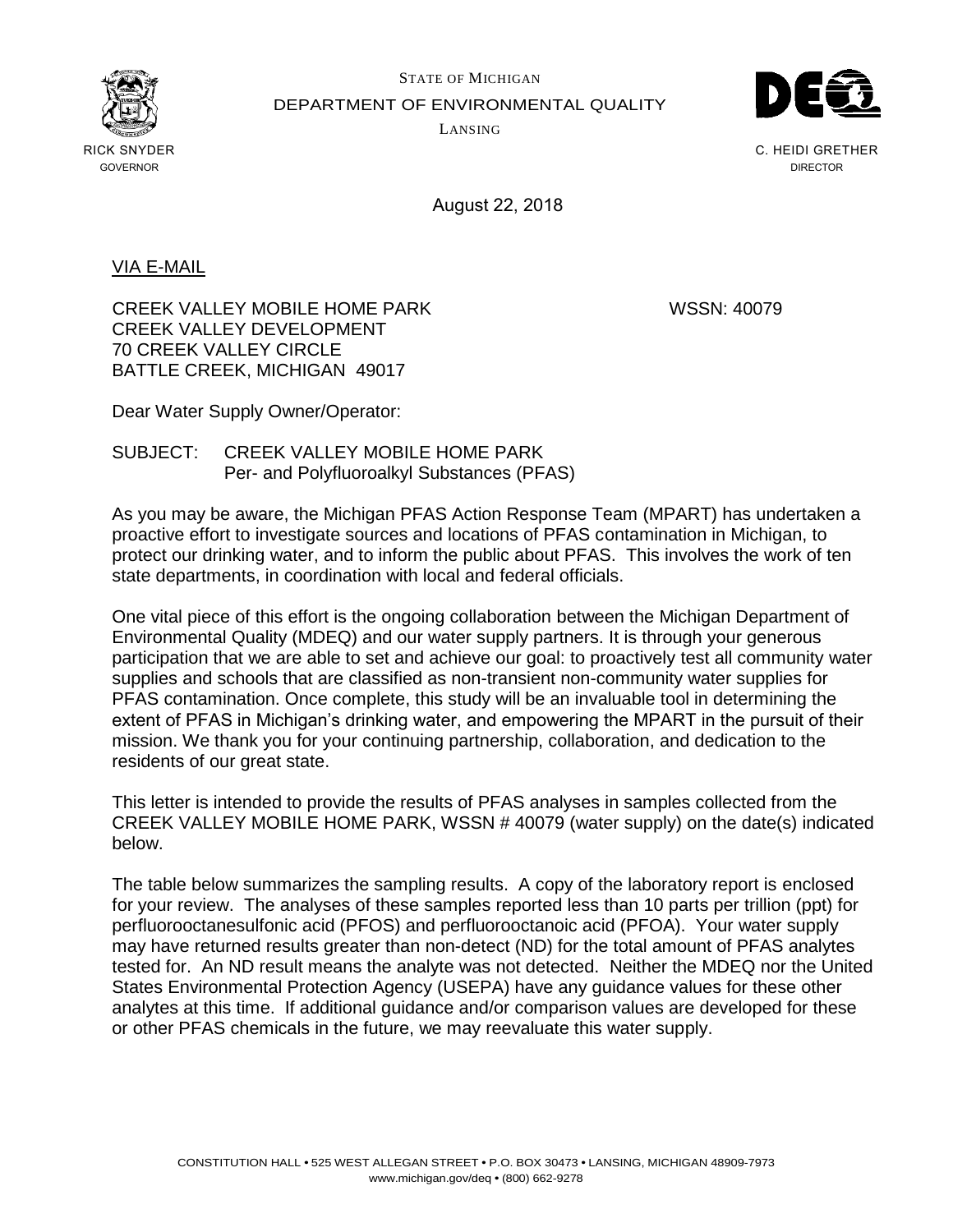STATE OF MICHIGAN

DEPARTMENT OF ENVIRONMENTAL QUALITY

LANSING

RICK SNYDER
GOVERNOR

C. HEIDI GRETHER
DIRECTOR

August 22, 2018

VIA E-MAIL

CREEK VALLEY MOBILE HOME PARK
CREEK VALLEY DEVELOPMENT
70 CREEK VALLEY CIRCLE
BATTLE CREEK, MICHIGAN 49017

WSSN: 40079

Dear Water Supply Owner/Operator:

SUBJECT: CREEK VALLEY MOBILE HOME PARK
Per- and Polyfluoroalkyl Substances (PFAS)

As you may be aware, the Michigan PFAS Action Response Team (MPART) has undertaken a proactive effort to investigate sources and locations of PFAS contamination in Michigan, to protect our drinking water, and to inform the public about PFAS. This involves the work of ten state departments, in coordination with local and federal officials.

One vital piece of this effort is the ongoing collaboration between the Michigan Department of Environmental Quality (MDEQ) and our water supply partners. It is through your generous participation that we are able to set and achieve our goal: to proactively test all community water supplies and schools that are classified as non-transient non-community water supplies for PFAS contamination. Once complete, this study will be an invaluable tool in determining the extent of PFAS in Michigan's drinking water, and empowering the MPART in the pursuit of their mission. We thank you for your continuing partnership, collaboration, and dedication to the residents of our great state.

This letter is intended to provide the results of PFAS analyses in samples collected from the CREEK VALLEY MOBILE HOME PARK, WSSN # 40079 (water supply) on the date(s) indicated below.

The table below summarizes the sampling results. A copy of the laboratory report is enclosed for your review. The analyses of these samples reported less than 10 parts per trillion (ppt) for perfluorooctanesulfonic acid (PFOS) and perfluorooctanoic acid (PFOA). Your water supply may have returned results greater than non-detect (ND) for the total amount of PFAS analytes tested for. An ND result means the analyte was not detected. Neither the MDEQ nor the United States Environmental Protection Agency (USEPA) have any guidance values for these other analytes at this time. If additional guidance and/or comparison values are developed for these or other PFAS chemicals in the future, we may reevaluate this water supply.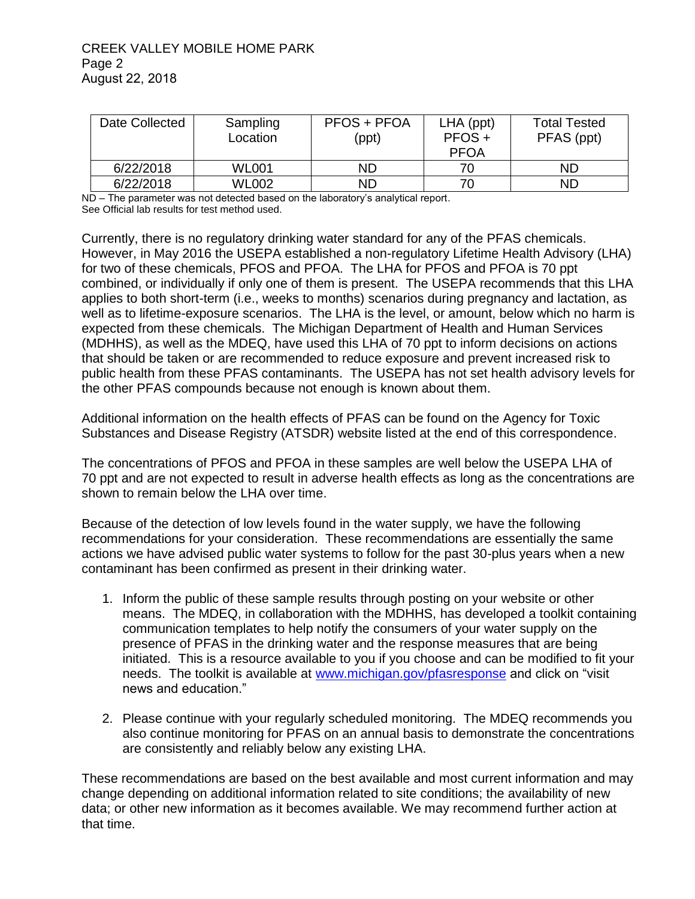| Date Collected | Sampling Location | PFOS + PFOA (ppt) | LHA (ppt) PFOS + PFOA | Total Tested PFAS (ppt) |
|---|---|---|---|---|
| 6/22/2018 | WL001 | ND | 70 | ND |
| 6/22/2018 | WL002 | ND | 70 | ND |

ND – The parameter was not detected based on the laboratory's analytical report.
See Official lab results for test method used.

Currently, there is no regulatory drinking water standard for any of the PFAS chemicals. However, in May 2016 the USEPA established a non-regulatory Lifetime Health Advisory (LHA) for two of these chemicals, PFOS and PFOA. The LHA for PFOS and PFOA is 70 ppt combined, or individually if only one of them is present. The USEPA recommends that this LHA applies to both short-term (i.e., weeks to months) scenarios during pregnancy and lactation, as well as to lifetime-exposure scenarios. The LHA is the level, or amount, below which no harm is expected from these chemicals. The Michigan Department of Health and Human Services (MDHHS), as well as the MDEQ, have used this LHA of 70 ppt to inform decisions on actions that should be taken or are recommended to reduce exposure and prevent increased risk to public health from these PFAS contaminants. The USEPA has not set health advisory levels for the other PFAS compounds because not enough is known about them.

Additional information on the health effects of PFAS can be found on the Agency for Toxic Substances and Disease Registry (ATSDR) website listed at the end of this correspondence.

The concentrations of PFOS and PFOA in these samples are well below the USEPA LHA of 70 ppt and are not expected to result in adverse health effects as long as the concentrations are shown to remain below the LHA over time.

Because of the detection of low levels found in the water supply, we have the following recommendations for your consideration. These recommendations are essentially the same actions we have advised public water systems to follow for the past 30-plus years when a new contaminant has been confirmed as present in their drinking water.

1. Inform the public of these sample results through posting on your website or other means. The MDEQ, in collaboration with the MDHHS, has developed a toolkit containing communication templates to help notify the consumers of your water supply on the presence of PFAS in the drinking water and the response measures that are being initiated. This is a resource available to you if you choose and can be modified to fit your needs. The toolkit is available at www.michigan.gov/pfasresponse and click on "visit news and education."

2. Please continue with your regularly scheduled monitoring. The MDEQ recommends you also continue monitoring for PFAS on an annual basis to demonstrate the concentrations are consistently and reliably below any existing LHA.

These recommendations are based on the best available and most current information and may change depending on additional information related to site conditions; the availability of new data; or other new information as it becomes available. We may recommend further action at that time.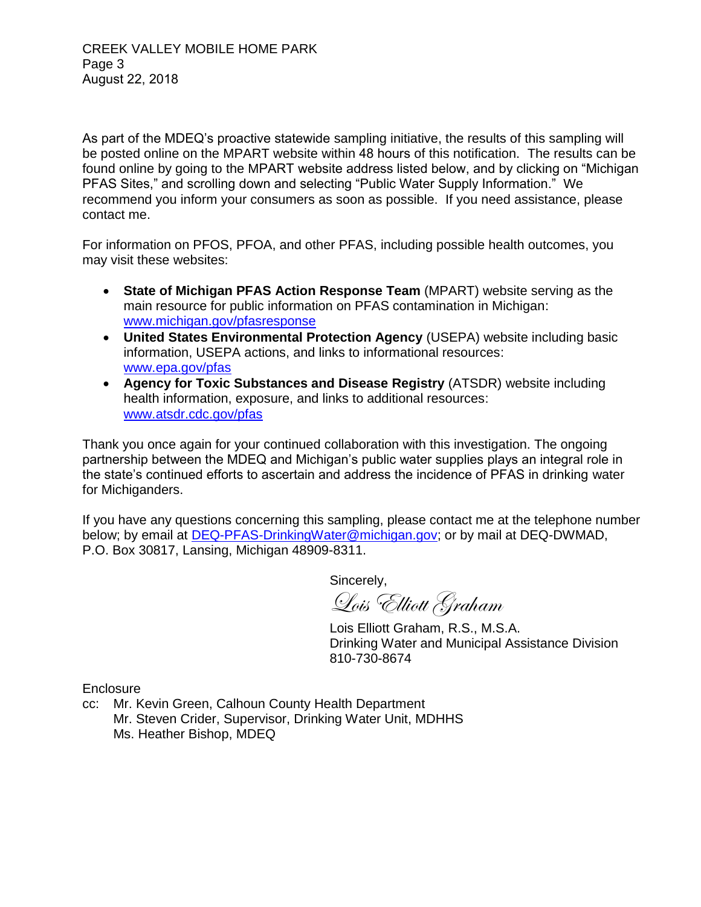As part of the MDEQ's proactive statewide sampling initiative, the results of this sampling will be posted online on the MPART website within 48 hours of this notification. The results can be found online by going to the MPART website address listed below, and by clicking on "Michigan PFAS Sites," and scrolling down and selecting "Public Water Supply Information." We recommend you inform your consumers as soon as possible. If you need assistance, please contact me.

For information on PFOS, PFOA, and other PFAS, including possible health outcomes, you may visit these websites:

- **State of Michigan PFAS Action Response Team** (MPART) website serving as the main resource for public information on PFAS contamination in Michigan: www.michigan.gov/pfasresponse
- **United States Environmental Protection Agency** (USEPA) website including basic information, USEPA actions, and links to informational resources: www.epa.gov/pfas
- **Agency for Toxic Substances and Disease Registry** (ATSDR) website including health information, exposure, and links to additional resources: www.atsdr.cdc.gov/pfas

Thank you once again for your continued collaboration with this investigation. The ongoing partnership between the MDEQ and Michigan's public water supplies plays an integral role in the state's continued efforts to ascertain and address the incidence of PFAS in drinking water for Michiganders.

If you have any questions concerning this sampling, please contact me at the telephone number below; by email at DEQ-PFAS-DrinkingWater@michigan.gov; or by mail at DEQ-DWMAD, P.O. Box 30817, Lansing, Michigan 48909-8311.

Sincerely,

*Lois Elliott Graham*

Lois Elliott Graham, R.S., M.S.A.
Drinking Water and Municipal Assistance Division
810-730-8674

Enclosure

cc: Mr. Kevin Green, Calhoun County Health Department
Mr. Steven Crider, Supervisor, Drinking Water Unit, MDHHS
Ms. Heather Bishop, MDEQ